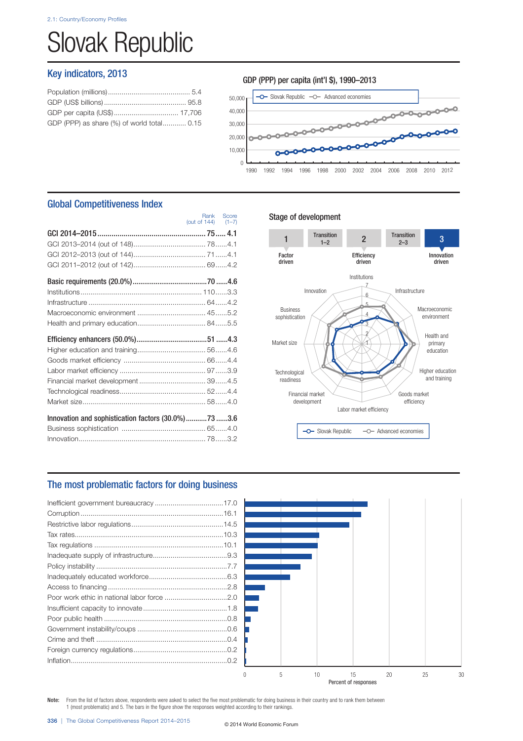# Slovak Republic

## Key indicators, 2013

| Indicator | Value |
|---|---|
| Population (millions) | 5.4 |
| GDP (US$ billions) | 95.8 |
| GDP per capita (US$) | 17,706 |
| GDP (PPP) as share (%) of world total | 0.15 |

### GDP (PPP) per capita (int'l $), 1990–2013

Slovak Republic — Advanced economies

## Global Competitiveness Index

| | Rank (out of 144) | Score (1–7) |
|---|---|---|
| **GCI 2014–2015** | **75** | **4.1** |
| GCI 2013–2014 (out of 148) | 78 | 4.1 |
| GCI 2012–2013 (out of 144) | 71 | 4.1 |
| GCI 2011–2012 (out of 142) | 69 | 4.2 |
| **Basic requirements (20.0%)** | **70** | **4.6** |
| Institutions | 110 | 3.3 |
| Infrastructure | 64 | 4.2 |
| Macroeconomic environment | 45 | 5.2 |
| Health and primary education | 84 | 5.5 |
| **Efficiency enhancers (50.0%)** | **51** | **4.3** |
| Higher education and training | 56 | 4.6 |
| Goods market efficiency | 66 | 4.4 |
| Labor market efficiency | 97 | 3.9 |
| Financial market development | 39 | 4.5 |
| Technological readiness | 52 | 4.4 |
| Market size | 58 | 4.0 |
| **Innovation and sophistication factors (30.0%)** | **73** | **3.6** |
| Business sophistication | 65 | 4.0 |
| Innovation | 78 | 3.2 |

### Stage of development

1 Factor driven — Transition 1–2 — 2 Efficiency driven — Transition 2–3 — 3 Innovation driven

Slovak Republic — Advanced economies

## The most problematic factors for doing business

| Factor | Percent of responses |
|---|---|
| Inefficient government bureaucracy | 17.0 |
| Corruption | 16.1 |
| Restrictive labor regulations | 14.5 |
| Tax rates | 10.3 |
| Tax regulations | 10.1 |
| Inadequate supply of infrastructure | 9.3 |
| Policy instability | 7.7 |
| Inadequately educated workforce | 6.3 |
| Access to financing | 2.8 |
| Poor work ethic in national labor force | 2.0 |
| Insufficient capacity to innovate | 1.8 |
| Poor public health | 0.8 |
| Government instability/coups | 0.6 |
| Crime and theft | 0.4 |
| Foreign currency regulations | 0.2 |
| Inflation | 0.2 |

**Note:** From the list of factors above, respondents were asked to select the five most problematic for doing business in their country and to rank them between 1 (most problematic) and 5. The bars in the figure show the responses weighted according to their rankings.

© 2014 World Economic Forum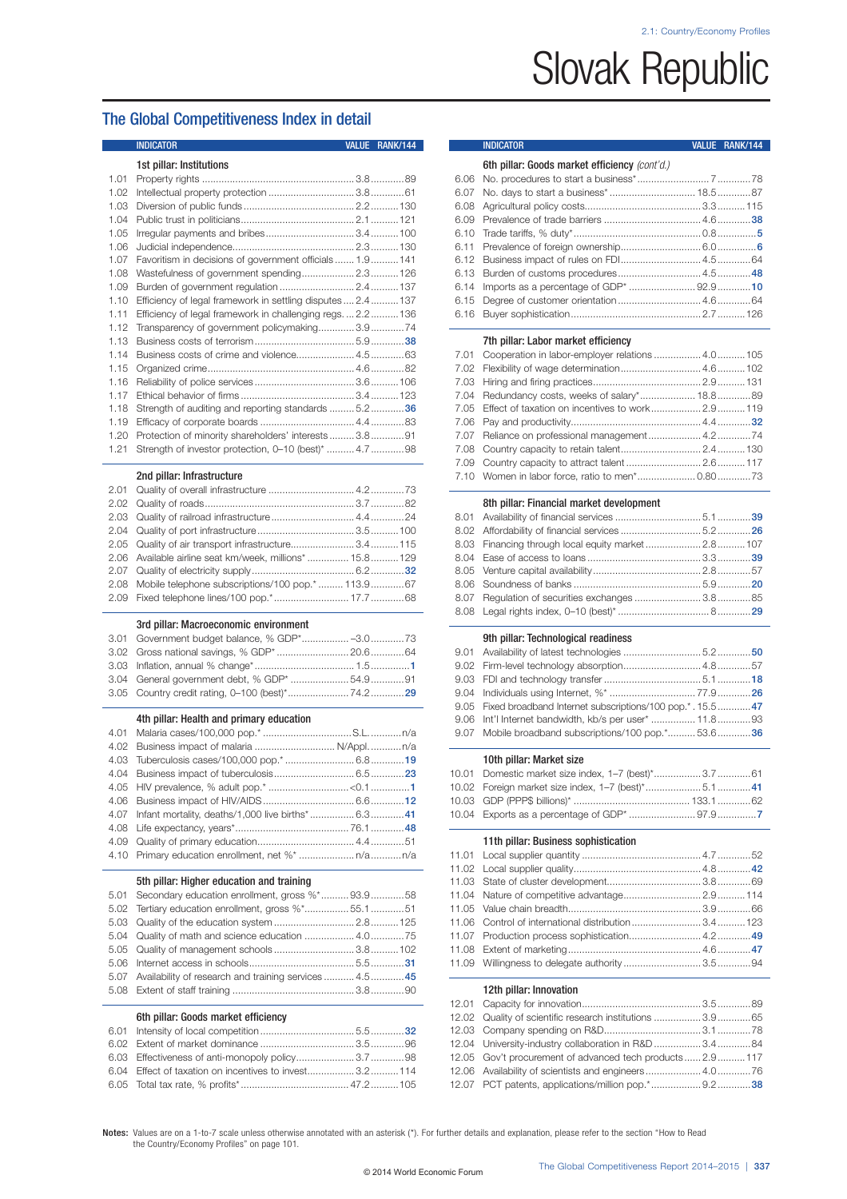# Slovak Republic

## The Global Competitiveness Index in detail

| | INDICATOR | VALUE | RANK/144 |
|---|---|---|---|
| | **1st pillar: Institutions** | | |
| 1.01 | Property rights | 3.8 | 89 |
| 1.02 | Intellectual property protection | 3.8 | 61 |
| 1.03 | Diversion of public funds | 2.2 | 130 |
| 1.04 | Public trust in politicians | 2.1 | 121 |
| 1.05 | Irregular payments and bribes | 3.4 | 100 |
| 1.06 | Judicial independence | 2.3 | 130 |
| 1.07 | Favoritism in decisions of government officials | 1.9 | 141 |
| 1.08 | Wastefulness of government spending | 2.3 | 126 |
| 1.09 | Burden of government regulation | 2.4 | 137 |
| 1.10 | Efficiency of legal framework in settling disputes | 2.4 | 137 |
| 1.11 | Efficiency of legal framework in challenging regs. | 2.2 | 136 |
| 1.12 | Transparency of government policymaking | 3.9 | 74 |
| 1.13 | Business costs of terrorism | 5.9 | **38** |
| 1.14 | Business costs of crime and violence | 4.5 | 63 |
| 1.15 | Organized crime | 4.6 | 82 |
| 1.16 | Reliability of police services | 3.6 | 106 |
| 1.17 | Ethical behavior of firms | 3.4 | 123 |
| 1.18 | Strength of auditing and reporting standards | 5.2 | **36** |
| 1.19 | Efficacy of corporate boards | 4.4 | 83 |
| 1.20 | Protection of minority shareholders' interests | 3.8 | 91 |
| 1.21 | Strength of investor protection, 0–10 (best)* | 4.7 | 98 |
| | **2nd pillar: Infrastructure** | | |
| 2.01 | Quality of overall infrastructure | 4.2 | 73 |
| 2.02 | Quality of roads | 3.7 | 82 |
| 2.03 | Quality of railroad infrastructure | 4.4 | 24 |
| 2.04 | Quality of port infrastructure | 3.5 | 100 |
| 2.05 | Quality of air transport infrastructure | 3.4 | 115 |
| 2.06 | Available airline seat km/week, millions* | 15.8 | 129 |
| 2.07 | Quality of electricity supply | 6.2 | **32** |
| 2.08 | Mobile telephone subscriptions/100 pop.* | 113.9 | 67 |
| 2.09 | Fixed telephone lines/100 pop.* | 17.7 | 68 |
| | **3rd pillar: Macroeconomic environment** | | |
| 3.01 | Government budget balance, % GDP* | –3.0 | 73 |
| 3.02 | Gross national savings, % GDP* | 20.6 | 64 |
| 3.03 | Inflation, annual % change* | 1.5 | **1** |
| 3.04 | General government debt, % GDP* | 54.9 | 91 |
| 3.05 | Country credit rating, 0–100 (best)* | 74.2 | **29** |
| | **4th pillar: Health and primary education** | | |
| 4.01 | Malaria cases/100,000 pop.* | S.L. | n/a |
| 4.02 | Business impact of malaria | N/Appl. | n/a |
| 4.03 | Tuberculosis cases/100,000 pop.* | 6.8 | **19** |
| 4.04 | Business impact of tuberculosis | 6.5 | **23** |
| 4.05 | HIV prevalence, % adult pop.* | <0.1 | **1** |
| 4.06 | Business impact of HIV/AIDS | 6.6 | **12** |
| 4.07 | Infant mortality, deaths/1,000 live births* | 6.3 | **41** |
| 4.08 | Life expectancy, years* | 76.1 | **48** |
| 4.09 | Quality of primary education | 4.4 | 51 |
| 4.10 | Primary education enrollment, net %* | n/a | n/a |
| | **5th pillar: Higher education and training** | | |
| 5.01 | Secondary education enrollment, gross %* | 93.9 | 58 |
| 5.02 | Tertiary education enrollment, gross %* | 55.1 | 51 |
| 5.03 | Quality of the education system | 2.8 | 125 |
| 5.04 | Quality of math and science education | 4.0 | 75 |
| 5.05 | Quality of management schools | 3.8 | 102 |
| 5.06 | Internet access in schools | 5.5 | **31** |
| 5.07 | Availability of research and training services | 4.5 | **45** |
| 5.08 | Extent of staff training | 3.8 | 90 |
| | **6th pillar: Goods market efficiency** | | |
| 6.01 | Intensity of local competition | 5.5 | **32** |
| 6.02 | Extent of market dominance | 3.5 | 96 |
| 6.03 | Effectiveness of anti-monopoly policy | 3.7 | 98 |
| 6.04 | Effect of taxation on incentives to invest | 3.2 | 114 |
| 6.05 | Total tax rate, % profits* | 47.2 | 105 |

| | INDICATOR | VALUE | RANK/144 |
|---|---|---|---|
| | **6th pillar: Goods market efficiency** *(cont'd.)* | | |
| 6.06 | No. procedures to start a business* | 7 | 78 |
| 6.07 | No. days to start a business* | 18.5 | 87 |
| 6.08 | Agricultural policy costs | 3.3 | 115 |
| 6.09 | Prevalence of trade barriers | 4.6 | **38** |
| 6.10 | Trade tariffs, % duty* | 0.8 | **5** |
| 6.11 | Prevalence of foreign ownership | 6.0 | **6** |
| 6.12 | Business impact of rules on FDI | 4.5 | 64 |
| 6.13 | Burden of customs procedures | 4.5 | **48** |
| 6.14 | Imports as a percentage of GDP* | 92.9 | **10** |
| 6.15 | Degree of customer orientation | 4.6 | 64 |
| 6.16 | Buyer sophistication | 2.7 | 126 |
| | **7th pillar: Labor market efficiency** | | |
| 7.01 | Cooperation in labor-employer relations | 4.0 | 105 |
| 7.02 | Flexibility of wage determination | 4.6 | 102 |
| 7.03 | Hiring and firing practices | 2.9 | 131 |
| 7.04 | Redundancy costs, weeks of salary* | 18.8 | 89 |
| 7.05 | Effect of taxation on incentives to work | 2.9 | 119 |
| 7.06 | Pay and productivity | 4.4 | **32** |
| 7.07 | Reliance on professional management | 4.2 | 74 |
| 7.08 | Country capacity to retain talent | 2.4 | 130 |
| 7.09 | Country capacity to attract talent | 2.6 | 117 |
| 7.10 | Women in labor force, ratio to men* | 0.80 | 73 |
| | **8th pillar: Financial market development** | | |
| 8.01 | Availability of financial services | 5.1 | **39** |
| 8.02 | Affordability of financial services | 5.2 | **26** |
| 8.03 | Financing through local equity market | 2.8 | 107 |
| 8.04 | Ease of access to loans | 3.3 | **39** |
| 8.05 | Venture capital availability | 2.8 | 57 |
| 8.06 | Soundness of banks | 5.9 | **20** |
| 8.07 | Regulation of securities exchanges | 3.8 | 85 |
| 8.08 | Legal rights index, 0–10 (best)* | 8 | **29** |
| | **9th pillar: Technological readiness** | | |
| 9.01 | Availability of latest technologies | 5.2 | **50** |
| 9.02 | Firm-level technology absorption | 4.8 | 57 |
| 9.03 | FDI and technology transfer | 5.1 | **18** |
| 9.04 | Individuals using Internet, %* | 77.9 | **26** |
| 9.05 | Fixed broadband Internet subscriptions/100 pop.* | 15.5 | **47** |
| 9.06 | Int'l Internet bandwidth, kb/s per user* | 11.8 | 93 |
| 9.07 | Mobile broadband subscriptions/100 pop.* | 53.6 | **36** |
| | **10th pillar: Market size** | | |
| 10.01 | Domestic market size index, 1–7 (best)* | 3.7 | 61 |
| 10.02 | Foreign market size index, 1–7 (best)* | 5.1 | **41** |
| 10.03 | GDP (PPP$ billions)* | 133.1 | 62 |
| 10.04 | Exports as a percentage of GDP* | 97.9 | **7** |
| | **11th pillar: Business sophistication** | | |
| 11.01 | Local supplier quantity | 4.7 | 52 |
| 11.02 | Local supplier quality | 4.8 | **42** |
| 11.03 | State of cluster development | 3.8 | 69 |
| 11.04 | Nature of competitive advantage | 2.9 | 114 |
| 11.05 | Value chain breadth | 3.9 | 66 |
| 11.06 | Control of international distribution | 3.4 | 123 |
| 11.07 | Production process sophistication | 4.2 | **49** |
| 11.08 | Extent of marketing | 4.6 | **47** |
| 11.09 | Willingness to delegate authority | 3.5 | 94 |
| | **12th pillar: Innovation** | | |
| 12.01 | Capacity for innovation | 3.5 | 89 |
| 12.02 | Quality of scientific research institutions | 3.9 | 65 |
| 12.03 | Company spending on R&D | 3.1 | 78 |
| 12.04 | University-industry collaboration in R&D | 3.4 | 84 |
| 12.05 | Gov't procurement of advanced tech products | 2.9 | 117 |
| 12.06 | Availability of scientists and engineers | 4.0 | 76 |
| 12.07 | PCT patents, applications/million pop.* | 9.2 | **38** |

**Notes:** Values are on a 1-to-7 scale unless otherwise annotated with an asterisk (*). For further details and explanation, please refer to the section "How to Read the Country/Economy Profiles" on page 101.

© 2014 World Economic Forum